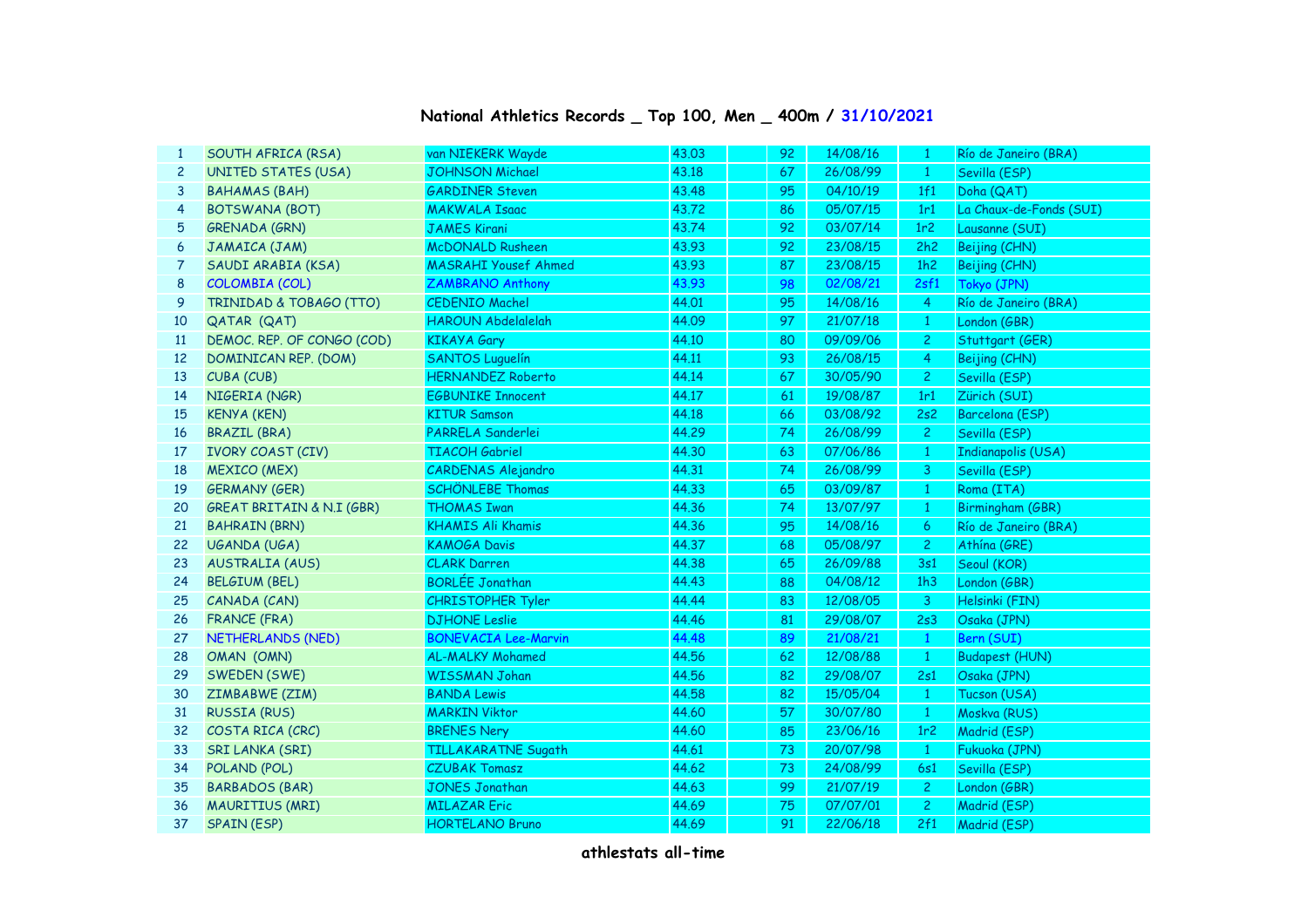# National Athletics Records _ Top 100, Men _ 400m / 31/10/2021

| | | | | | | | | |
|---|---|---|---|---|---|---|---|---|
| 1 | SOUTH AFRICA (RSA) | van NIEKERK Wayde | 43.03 | | 92 | 14/08/16 | 1 | Río de Janeiro (BRA) |
| 2 | UNITED STATES (USA) | JOHNSON Michael | 43.18 | | 67 | 26/08/99 | 1 | Sevilla (ESP) |
| 3 | BAHAMAS (BAH) | GARDINER Steven | 43.48 | | 95 | 04/10/19 | 1f1 | Doha (QAT) |
| 4 | BOTSWANA (BOT) | MAKWALA Isaac | 43.72 | | 86 | 05/07/15 | 1r1 | La Chaux-de-Fonds (SUI) |
| 5 | GRENADA (GRN) | JAMES Kirani | 43.74 | | 92 | 03/07/14 | 1r2 | Lausanne (SUI) |
| 6 | JAMAICA (JAM) | McDONALD Rusheen | 43.93 | | 92 | 23/08/15 | 2h2 | Beijing (CHN) |
| 7 | SAUDI ARABIA (KSA) | MASRAHI Yousef Ahmed | 43.93 | | 87 | 23/08/15 | 1h2 | Beijing (CHN) |
| 8 | COLOMBIA (COL) | ZAMBRANO Anthony | 43.93 | | 98 | 02/08/21 | 2sf1 | Tokyo (JPN) |
| 9 | TRINIDAD & TOBAGO (TTO) | CEDENIO Machel | 44.01 | | 95 | 14/08/16 | 4 | Río de Janeiro (BRA) |
| 10 | QATAR (QAT) | HAROUN Abdelalelah | 44.09 | | 97 | 21/07/18 | 1 | London (GBR) |
| 11 | DEMOC. REP. OF CONGO (COD) | KIKAYA Gary | 44.10 | | 80 | 09/09/06 | 2 | Stuttgart (GER) |
| 12 | DOMINICAN REP. (DOM) | SANTOS Luguelín | 44.11 | | 93 | 26/08/15 | 4 | Beijing (CHN) |
| 13 | CUBA (CUB) | HERNANDEZ Roberto | 44.14 | | 67 | 30/05/90 | 2 | Sevilla (ESP) |
| 14 | NIGERIA (NGR) | EGBUNIKE Innocent | 44.17 | | 61 | 19/08/87 | 1r1 | Zürich (SUI) |
| 15 | KENYA (KEN) | KITUR Samson | 44.18 | | 66 | 03/08/92 | 2s2 | Barcelona (ESP) |
| 16 | BRAZIL (BRA) | PARRELA Sanderlei | 44.29 | | 74 | 26/08/99 | 2 | Sevilla (ESP) |
| 17 | IVORY COAST (CIV) | TIACOH Gabriel | 44.30 | | 63 | 07/06/86 | 1 | Indianapolis (USA) |
| 18 | MEXICO (MEX) | CARDENAS Alejandro | 44.31 | | 74 | 26/08/99 | 3 | Sevilla (ESP) |
| 19 | GERMANY (GER) | SCHÖNLEBE Thomas | 44.33 | | 65 | 03/09/87 | 1 | Roma (ITA) |
| 20 | GREAT BRITAIN & N.I (GBR) | THOMAS Iwan | 44.36 | | 74 | 13/07/97 | 1 | Birmingham (GBR) |
| 21 | BAHRAIN (BRN) | KHAMIS Ali Khamis | 44.36 | | 95 | 14/08/16 | 6 | Río de Janeiro (BRA) |
| 22 | UGANDA (UGA) | KAMOGA Davis | 44.37 | | 68 | 05/08/97 | 2 | Athína (GRE) |
| 23 | AUSTRALIA (AUS) | CLARK Darren | 44.38 | | 65 | 26/09/88 | 3s1 | Seoul (KOR) |
| 24 | BELGIUM (BEL) | BORLÉE Jonathan | 44.43 | | 88 | 04/08/12 | 1h3 | London (GBR) |
| 25 | CANADA (CAN) | CHRISTOPHER Tyler | 44.44 | | 83 | 12/08/05 | 3 | Helsinki (FIN) |
| 26 | FRANCE (FRA) | DJHONE Leslie | 44.46 | | 81 | 29/08/07 | 2s3 | Osaka (JPN) |
| 27 | NETHERLANDS (NED) | BONEVACIA Lee-Marvin | 44.48 | | 89 | 21/08/21 | 1 | Bern (SUI) |
| 28 | OMAN (OMN) | AL-MALKY Mohamed | 44.56 | | 62 | 12/08/88 | 1 | Budapest (HUN) |
| 29 | SWEDEN (SWE) | WISSMAN Johan | 44.56 | | 82 | 29/08/07 | 2s1 | Osaka (JPN) |
| 30 | ZIMBABWE (ZIM) | BANDA Lewis | 44.58 | | 82 | 15/05/04 | 1 | Tucson (USA) |
| 31 | RUSSIA (RUS) | MARKIN Viktor | 44.60 | | 57 | 30/07/80 | 1 | Moskva (RUS) |
| 32 | COSTA RICA (CRC) | BRENES Nery | 44.60 | | 85 | 23/06/16 | 1r2 | Madrid (ESP) |
| 33 | SRI LANKA (SRI) | TILLAKARATNE Sugath | 44.61 | | 73 | 20/07/98 | 1 | Fukuoka (JPN) |
| 34 | POLAND (POL) | CZUBAK Tomasz | 44.62 | | 73 | 24/08/99 | 6s1 | Sevilla (ESP) |
| 35 | BARBADOS (BAR) | JONES Jonathan | 44.63 | | 99 | 21/07/19 | 2 | London (GBR) |
| 36 | MAURITIUS (MRI) | MILAZAR Eric | 44.69 | | 75 | 07/07/01 | 2 | Madrid (ESP) |
| 37 | SPAIN (ESP) | HORTELANO Bruno | 44.69 | | 91 | 22/06/18 | 2f1 | Madrid (ESP) |

**athlestats all-time**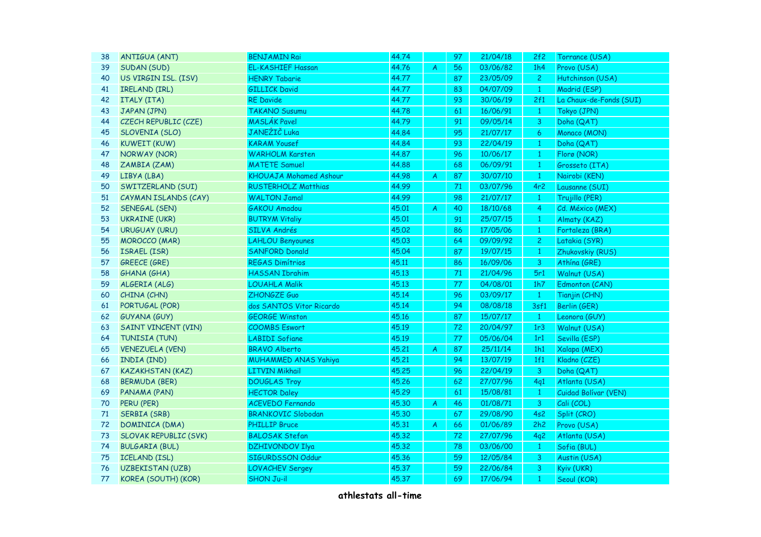| 38 | ANTIGUA (ANT) | BENJAMIN Rai | 44.74 | | 97 | 21/04/18 | 2f2 | Torrance (USA) |
|---|---|---|---|---|---|---|---|---|
| 39 | SUDAN (SUD) | EL-KASHIEF Hassan | 44.76 | A | 56 | 03/06/82 | 1h4 | Provo (USA) |
| 40 | US VIRGIN ISL. (ISV) | HENRY Tabarie | 44.77 | | 87 | 23/05/09 | 2 | Hutchinson (USA) |
| 41 | IRELAND (IRL) | GILLICK David | 44.77 | | 83 | 04/07/09 | 1 | Madrid (ESP) |
| 42 | ITALY (ITA) | RE Davide | 44.77 | | 93 | 30/06/19 | 2f1 | La Chaux-de-Fonds (SUI) |
| 43 | JAPAN (JPN) | TAKANO Susumu | 44.78 | | 61 | 16/06/91 | 1 | Tokyo (JPN) |
| 44 | CZECH REPUBLIC (CZE) | MASLÁK Pavel | 44.79 | | 91 | 09/05/14 | 3 | Doha (QAT) |
| 45 | SLOVENIA (SLO) | JANEŽIČ Luka | 44.84 | | 95 | 21/07/17 | 6 | Monaco (MON) |
| 46 | KUWEIT (KUW) | KARAM Yousef | 44.84 | | 93 | 22/04/19 | 1 | Doha (QAT) |
| 47 | NORWAY (NOR) | WARHOLM Karsten | 44.87 | | 96 | 10/06/17 | 1 | Florø (NOR) |
| 48 | ZAMBIA (ZAM) | MATETE Samuel | 44.88 | | 68 | 06/09/91 | 1 | Grosseto (ITA) |
| 49 | LIBYA (LBA) | KHOUAJA Mohamed Ashour | 44.98 | A | 87 | 30/07/10 | 1 | Nairobi (KEN) |
| 50 | SWITZERLAND (SUI) | RUSTERHOLZ Matthias | 44.99 | | 71 | 03/07/96 | 4r2 | Lausanne (SUI) |
| 51 | CAYMAN ISLANDS (CAY) | WALTON Jamal | 44.99 | | 98 | 21/07/17 | 1 | Trujillo (PER) |
| 52 | SENEGAL (SEN) | GAKOU Amadou | 45.01 | A | 40 | 18/10/68 | 4 | Cd. México (MEX) |
| 53 | UKRAINE (UKR) | BUTRYM Vitaliy | 45.01 | | 91 | 25/07/15 | 1 | Almaty (KAZ) |
| 54 | URUGUAY (URU) | SILVA Andrés | 45.02 | | 86 | 17/05/06 | 1 | Fortaleza (BRA) |
| 55 | MOROCCO (MAR) | LAHLOU Benyounes | 45.03 | | 64 | 09/09/92 | 2 | Latakia (SYR) |
| 56 | ISRAEL (ISR) | SANFORD Donald | 45.04 | | 87 | 19/07/15 | 1 | Zhukovskiy (RUS) |
| 57 | GREECE (GRE) | REGAS Dimítrios | 45.11 | | 86 | 16/09/06 | 3 | Athína (GRE) |
| 58 | GHANA (GHA) | HASSAN Ibrahim | 45.13 | | 71 | 21/04/96 | 5r1 | Walnut (USA) |
| 59 | ALGERIA (ALG) | LOUAHLA Malik | 45.13 | | 77 | 04/08/01 | 1h7 | Edmonton (CAN) |
| 60 | CHINA (CHN) | ZHONGZE Guo | 45.14 | | 96 | 03/09/17 | 1 | Tianjin (CHN) |
| 61 | PORTUGAL (POR) | dos SANTOS Vitor Ricardo | 45.14 | | 94 | 08/08/18 | 3sf1 | Berlin (GER) |
| 62 | GUYANA (GUY) | GEORGE Winston | 45.16 | | 87 | 15/07/17 | 1 | Leonora (GUY) |
| 63 | SAINT VINCENT (VIN) | COOMBS Eswort | 45.19 | | 72 | 20/04/97 | 1r3 | Walnut (USA) |
| 64 | TUNISIA (TUN) | LABIDI Sofiane | 45.19 | | 77 | 05/06/04 | 1r1 | Sevilla (ESP) |
| 65 | VENEZUELA (VEN) | BRAVO Alberto | 45.21 | A | 87 | 25/11/14 | 1h1 | Xalapa (MEX) |
| 66 | INDIA (IND) | MUHAMMED ANAS Yahiya | 45.21 | | 94 | 13/07/19 | 1f1 | Kladno (CZE) |
| 67 | KAZAKHSTAN (KAZ) | LITVIN Mikhail | 45.25 | | 96 | 22/04/19 | 3 | Doha (QAT) |
| 68 | BERMUDA (BER) | DOUGLAS Troy | 45.26 | | 62 | 27/07/96 | 4q1 | Atlanta (USA) |
| 69 | PANAMA (PAN) | HECTOR Daley | 45.29 | | 61 | 15/08/81 | 1 | Cuidad Bolívar (VEN) |
| 70 | PERU (PER) | ACEVEDO Fernando | 45.30 | A | 46 | 01/08/71 | 3 | Cali (COL) |
| 71 | SERBIA (SRB) | BRANKOVIC Slobodan | 45.30 | | 67 | 29/08/90 | 4s2 | Split (CRO) |
| 72 | DOMINICA (DMA) | PHILLIP Bruce | 45.31 | A | 66 | 01/06/89 | 2h2 | Provo (USA) |
| 73 | SLOVAK REPUBLIC (SVK) | BALOSAK Stefan | 45.32 | | 72 | 27/07/96 | 4q2 | Atlanta (USA) |
| 74 | BULGARIA (BUL) | DZHIVONDOV Ilya | 45.32 | | 78 | 03/06/00 | 1 | Sofia (BUL) |
| 75 | ICELAND (ISL) | SIGURDSSON Oddur | 45.36 | | 59 | 12/05/84 | 3 | Austin (USA) |
| 76 | UZBEKISTAN (UZB) | LOVACHEV Sergey | 45.37 | | 59 | 22/06/84 | 3 | Kyiv (UKR) |
| 77 | KOREA (SOUTH) (KOR) | SHON Ju-il | 45.37 | | 69 | 17/06/94 | 1 | Seoul (KOR) |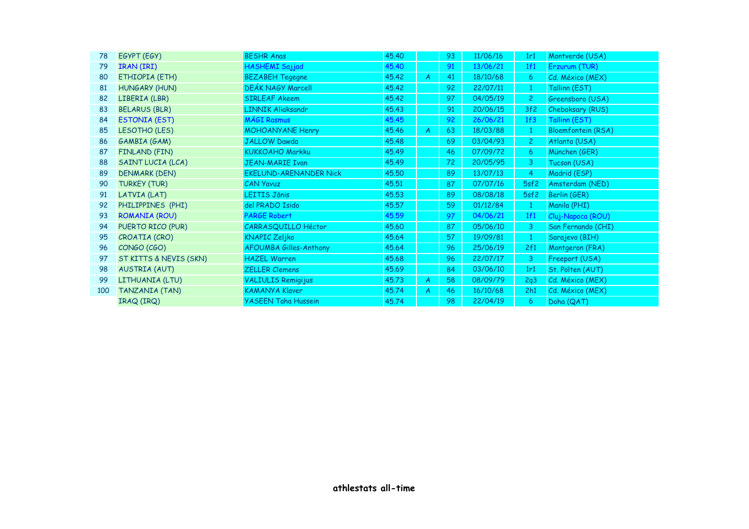| | | | | | | | | |
|---|---|---|---|---|---|---|---|---|
| 78 | EGYPT (EGY) | BESHR Anas | 45.40 | | 93 | 11/06/16 | 1r1 | Montverde (USA) |
| 79 | IRAN (IRI) | HASHEMI Sajjad | 45.40 | | 91 | 13/06/21 | 1f1 | Erzurum (TUR) |
| 80 | ETHIOPIA (ETH) | BEZABEH Tegegne | 45.42 | A | 41 | 18/10/68 | 6 | Cd. México (MEX) |
| 81 | HUNGARY (HUN) | DEÁK NAGY Marcell | 45.42 | | 92 | 22/07/11 | 1 | Tallinn (EST) |
| 82 | LIBERIA (LBR) | SIRLEAF Akeem | 45.42 | | 97 | 04/05/19 | 2 | Greensboro (USA) |
| 83 | BELARUS (BLR) | LINNIK Aliaksandr | 45.43 | | 91 | 20/06/15 | 3f2 | Cheboksary (RUS) |
| 84 | ESTONIA (EST) | MÄGI Rasmus | 45.45 | | 92 | 26/06/21 | 1f3 | Tallinn (EST) |
| 85 | LESOTHO (LES) | MOHOANYANE Henry | 45.46 | A | 63 | 18/03/88 | 1 | Bloemfontein (RSA) |
| 86 | GAMBIA (GAM) | JALLOW Dawda | 45.48 | | 69 | 03/04/93 | 2 | Atlanta (USA) |
| 87 | FINLAND (FIN) | KUKKOAHO Markku | 45.49 | | 46 | 07/09/72 | 6 | München (GER) |
| 88 | SAINT LUCIA (LCA) | JEAN-MARIE Ivan | 45.49 | | 72 | 20/05/95 | 3 | Tucson (USA) |
| 89 | DENMARK (DEN) | EKELUND-ARENANDER Nick | 45.50 | | 89 | 13/07/13 | 4 | Madrid (ESP) |
| 90 | TURKEY (TUR) | CAN Yavuz | 45.51 | | 87 | 07/07/16 | 5sf2 | Amsterdam (NED) |
| 91 | LATVIA (LAT) | LEITIS Jānis | 45.53 | | 89 | 08/08/18 | 5sf2 | Berlin (GER) |
| 92 | PHILIPPINES (PHI) | del PRADO Isido | 45.57 | | 59 | 01/12/84 | 1 | Manila (PHI) |
| 93 | ROMANIA (ROU) | PARGE Robert | 45.59 | | 97 | 04/06/21 | 1f1 | Cluj-Napoca (ROU) |
| 94 | PUERTO RICO (PUR) | CARRASQUILLO Héctor | 45.60 | | 87 | 05/06/10 | 3 | San Fernando (CHI) |
| 95 | CROATIA (CRO) | KNAPIC Zeljko | 45.64 | | 57 | 19/09/81 | 1 | Sarajevo (BIH) |
| 96 | CONGO (CGO) | AFOUMBA Gilles-Anthony | 45.64 | | 96 | 25/06/19 | 2f1 | Montgeron (FRA) |
| 97 | ST KITTS & NEVIS (SKN) | HAZEL Warren | 45.68 | | 96 | 22/07/17 | 3 | Freeport (USA) |
| 98 | AUSTRIA (AUT) | ZELLER Clemens | 45.69 | | 84 | 03/06/10 | 1r1 | St. Pölten (AUT) |
| 99 | LITHUANIA (LTU) | VALIULIS Remigijus | 45.73 | A | 58 | 08/09/79 | 2q3 | Cd. México (MEX) |
| 100 | TANZANIA (TAN) | KAMANYA Klaver | 45.74 | A | 46 | 16/10/68 | 2h1 | Cd. México (MEX) |
| | IRAQ (IRQ) | YASEEN Taha Hussein | 45.74 | | 98 | 22/04/19 | 6 | Doha (QAT) |

**athlestats all-time**